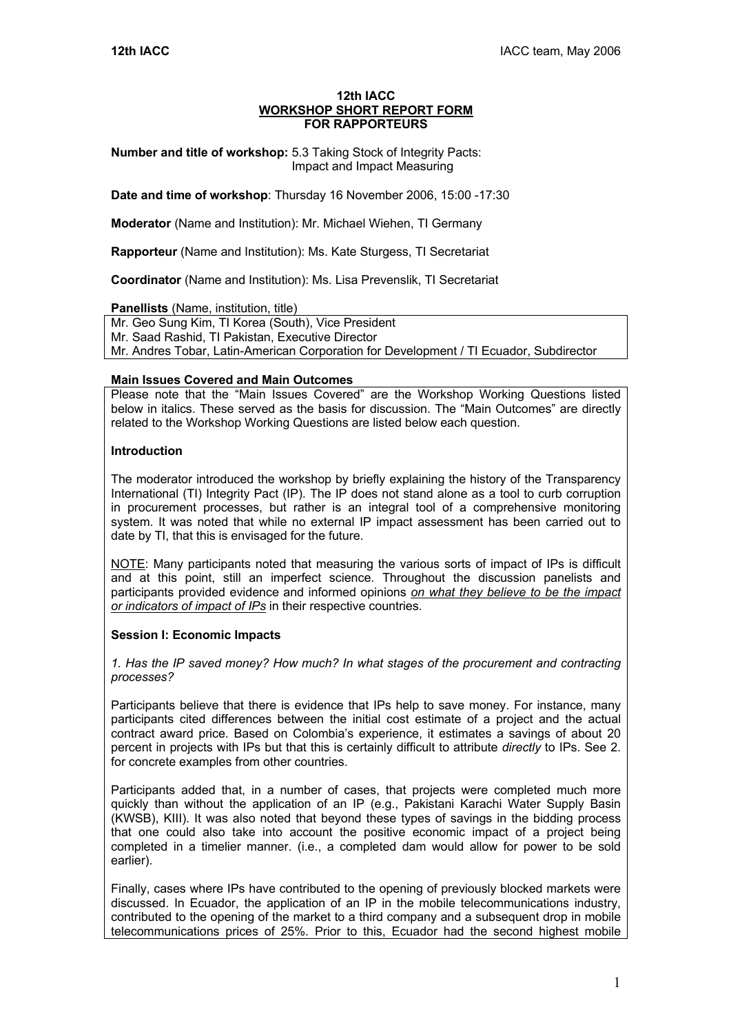**12th IACC**
**WORKSHOP SHORT REPORT FORM**
**FOR RAPPORTEURS**

**Number and title of workshop:** 5.3 Taking Stock of Integrity Pacts: Impact and Impact Measuring

**Date and time of workshop**: Thursday 16 November 2006, 15:00 -17:30

**Moderator** (Name and Institution): Mr. Michael Wiehen, TI Germany

**Rapporteur** (Name and Institution): Ms. Kate Sturgess, TI Secretariat

**Coordinator** (Name and Institution): Ms. Lisa Prevenslik, TI Secretariat

**Panellists** (Name, institution, title)

Mr. Geo Sung Kim, TI Korea (South), Vice President
Mr. Saad Rashid, TI Pakistan, Executive Director
Mr. Andres Tobar, Latin-American Corporation for Development / TI Ecuador, Subdirector

**Main Issues Covered and Main Outcomes**

Please note that the "Main Issues Covered" are the Workshop Working Questions listed below in italics. These served as the basis for discussion. The "Main Outcomes" are directly related to the Workshop Working Questions are listed below each question.

**Introduction**

The moderator introduced the workshop by briefly explaining the history of the Transparency International (TI) Integrity Pact (IP). The IP does not stand alone as a tool to curb corruption in procurement processes, but rather is an integral tool of a comprehensive monitoring system. It was noted that while no external IP impact assessment has been carried out to date by TI, that this is envisaged for the future.

NOTE: Many participants noted that measuring the various sorts of impact of IPs is difficult and at this point, still an imperfect science. Throughout the discussion panelists and participants provided evidence and informed opinions *on what they believe to be the impact or indicators of impact of IPs* in their respective countries.

**Session I: Economic Impacts**

*1. Has the IP saved money? How much? In what stages of the procurement and contracting processes?*

Participants believe that there is evidence that IPs help to save money. For instance, many participants cited differences between the initial cost estimate of a project and the actual contract award price. Based on Colombia's experience, it estimates a savings of about 20 percent in projects with IPs but that this is certainly difficult to attribute *directly* to IPs. See 2. for concrete examples from other countries.

Participants added that, in a number of cases, that projects were completed much more quickly than without the application of an IP (e.g., Pakistani Karachi Water Supply Basin (KWSB), KIII). It was also noted that beyond these types of savings in the bidding process that one could also take into account the positive economic impact of a project being completed in a timelier manner. (i.e., a completed dam would allow for power to be sold earlier).

Finally, cases where IPs have contributed to the opening of previously blocked markets were discussed. In Ecuador, the application of an IP in the mobile telecommunications industry, contributed to the opening of the market to a third company and a subsequent drop in mobile telecommunications prices of 25%. Prior to this, Ecuador had the second highest mobile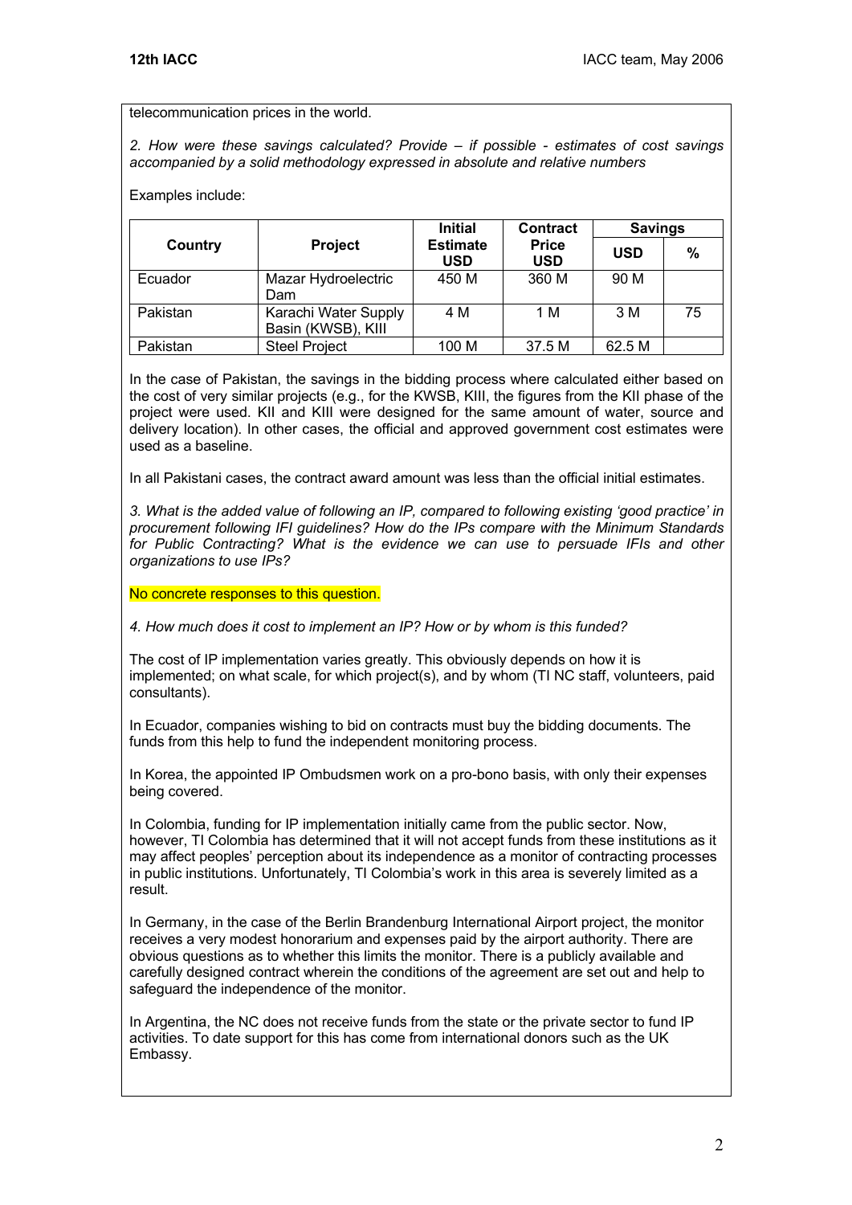telecommunication prices in the world.

*2. How were these savings calculated? Provide – if possible - estimates of cost savings accompanied by a solid methodology expressed in absolute and relative numbers*

Examples include:

| Country | Project | Initial Estimate USD | Contract Price USD | Savings | |
|---|---|---|---|---|---|
| | | | | USD | % |
| Ecuador | Mazar Hydroelectric Dam | 450 M | 360 M | 90 M | |
| Pakistan | Karachi Water Supply Basin (KWSB), KIII | 4 M | 1 M | 3 M | 75 |
| Pakistan | Steel Project | 100 M | 37.5 M | 62.5 M | |

In the case of Pakistan, the savings in the bidding process where calculated either based on the cost of very similar projects (e.g., for the KWSB, KIII, the figures from the KII phase of the project were used. KII and KIII were designed for the same amount of water, source and delivery location). In other cases, the official and approved government cost estimates were used as a baseline.

In all Pakistani cases, the contract award amount was less than the official initial estimates.

*3. What is the added value of following an IP, compared to following existing 'good practice' in procurement following IFI guidelines? How do the IPs compare with the Minimum Standards for Public Contracting? What is the evidence we can use to persuade IFIs and other organizations to use IPs?*

No concrete responses to this question.

*4. How much does it cost to implement an IP? How or by whom is this funded?*

The cost of IP implementation varies greatly. This obviously depends on how it is implemented; on what scale, for which project(s), and by whom (TI NC staff, volunteers, paid consultants).

In Ecuador, companies wishing to bid on contracts must buy the bidding documents. The funds from this help to fund the independent monitoring process.

In Korea, the appointed IP Ombudsmen work on a pro-bono basis, with only their expenses being covered.

In Colombia, funding for IP implementation initially came from the public sector. Now, however, TI Colombia has determined that it will not accept funds from these institutions as it may affect peoples' perception about its independence as a monitor of contracting processes in public institutions. Unfortunately, TI Colombia's work in this area is severely limited as a result.

In Germany, in the case of the Berlin Brandenburg International Airport project, the monitor receives a very modest honorarium and expenses paid by the airport authority. There are obvious questions as to whether this limits the monitor. There is a publicly available and carefully designed contract wherein the conditions of the agreement are set out and help to safeguard the independence of the monitor.

In Argentina, the NC does not receive funds from the state or the private sector to fund IP activities. To date support for this has come from international donors such as the UK Embassy.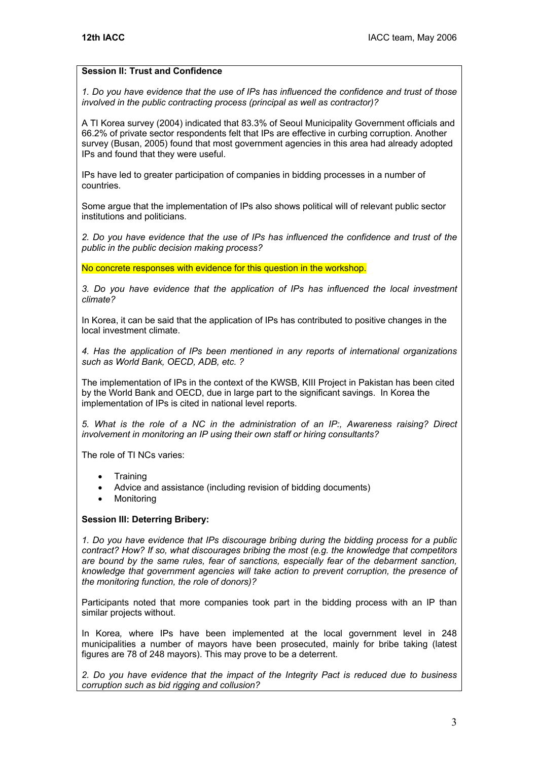**Session II: Trust and Confidence**

*1. Do you have evidence that the use of IPs has influenced the confidence and trust of those involved in the public contracting process (principal as well as contractor)?*

A TI Korea survey (2004) indicated that 83.3% of Seoul Municipality Government officials and 66.2% of private sector respondents felt that IPs are effective in curbing corruption. Another survey (Busan, 2005) found that most government agencies in this area had already adopted IPs and found that they were useful.

IPs have led to greater participation of companies in bidding processes in a number of countries.

Some argue that the implementation of IPs also shows political will of relevant public sector institutions and politicians.

*2. Do you have evidence that the use of IPs has influenced the confidence and trust of the public in the public decision making process?*

No concrete responses with evidence for this question in the workshop.

*3. Do you have evidence that the application of IPs has influenced the local investment climate?*

In Korea, it can be said that the application of IPs has contributed to positive changes in the local investment climate.

*4. Has the application of IPs been mentioned in any reports of international organizations such as World Bank, OECD, ADB, etc. ?*

The implementation of IPs in the context of the KWSB, KIII Project in Pakistan has been cited by the World Bank and OECD, due in large part to the significant savings. In Korea the implementation of IPs is cited in national level reports.

*5. What is the role of a NC in the administration of an IP:, Awareness raising? Direct involvement in monitoring an IP using their own staff or hiring consultants?*

The role of TI NCs varies:

- Training
- Advice and assistance (including revision of bidding documents)
- Monitoring

**Session III: Deterring Bribery:**

*1. Do you have evidence that IPs discourage bribing during the bidding process for a public contract? How? If so, what discourages bribing the most (e.g. the knowledge that competitors are bound by the same rules, fear of sanctions, especially fear of the debarment sanction, knowledge that government agencies will take action to prevent corruption, the presence of the monitoring function, the role of donors)?*

Participants noted that more companies took part in the bidding process with an IP than similar projects without.

In Korea, where IPs have been implemented at the local government level in 248 municipalities a number of mayors have been prosecuted, mainly for bribe taking (latest figures are 78 of 248 mayors). This may prove to be a deterrent.

*2. Do you have evidence that the impact of the Integrity Pact is reduced due to business corruption such as bid rigging and collusion?*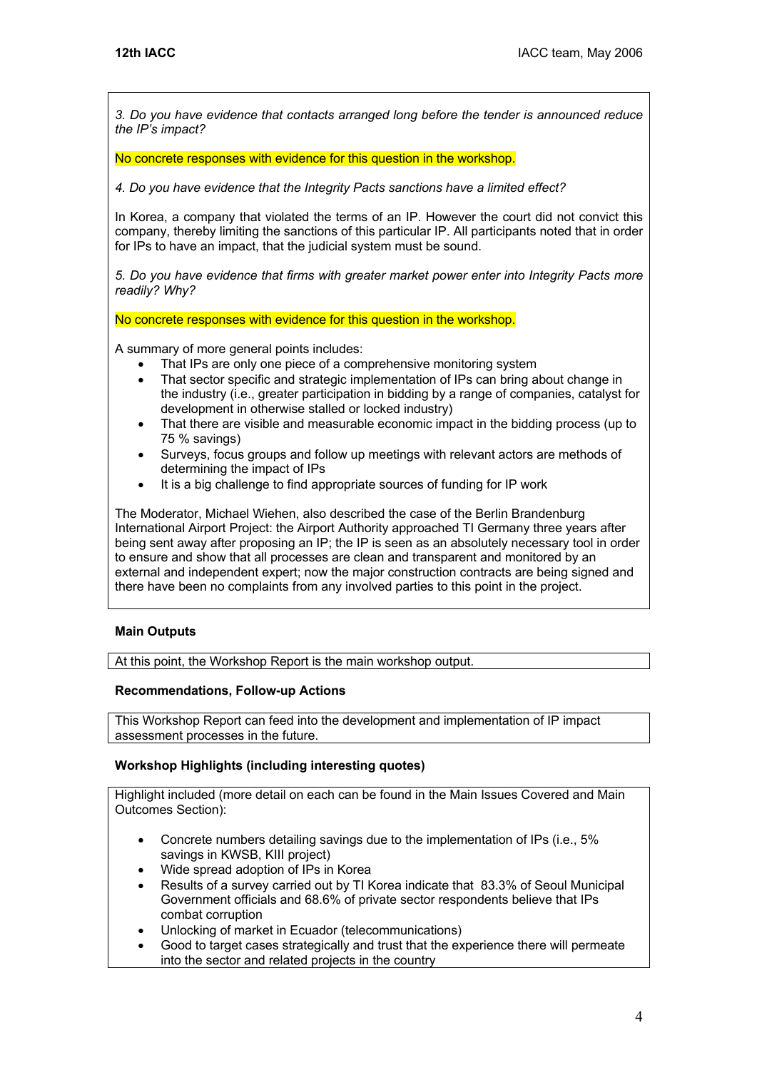*3. Do you have evidence that contacts arranged long before the tender is announced reduce the IP's impact?*

No concrete responses with evidence for this question in the workshop.

*4. Do you have evidence that the Integrity Pacts sanctions have a limited effect?*

In Korea, a company that violated the terms of an IP. However the court did not convict this company, thereby limiting the sanctions of this particular IP. All participants noted that in order for IPs to have an impact, that the judicial system must be sound.

*5. Do you have evidence that firms with greater market power enter into Integrity Pacts more readily? Why?*

No concrete responses with evidence for this question in the workshop.

A summary of more general points includes:

- That IPs are only one piece of a comprehensive monitoring system
- That sector specific and strategic implementation of IPs can bring about change in the industry (i.e., greater participation in bidding by a range of companies, catalyst for development in otherwise stalled or locked industry)
- That there are visible and measurable economic impact in the bidding process (up to 75 % savings)
- Surveys, focus groups and follow up meetings with relevant actors are methods of determining the impact of IPs
- It is a big challenge to find appropriate sources of funding for IP work

The Moderator, Michael Wiehen, also described the case of the Berlin Brandenburg International Airport Project: the Airport Authority approached TI Germany three years after being sent away after proposing an IP; the IP is seen as an absolutely necessary tool in order to ensure and show that all processes are clean and transparent and monitored by an external and independent expert; now the major construction contracts are being signed and there have been no complaints from any involved parties to this point in the project.

**Main Outputs**

At this point, the Workshop Report is the main workshop output.

**Recommendations, Follow-up Actions**

This Workshop Report can feed into the development and implementation of IP impact assessment processes in the future.

**Workshop Highlights (including interesting quotes)**

Highlight included (more detail on each can be found in the Main Issues Covered and Main Outcomes Section):

- Concrete numbers detailing savings due to the implementation of IPs (i.e., 5% savings in KWSB, KIII project)
- Wide spread adoption of IPs in Korea
- Results of a survey carried out by TI Korea indicate that 83.3% of Seoul Municipal Government officials and 68.6% of private sector respondents believe that IPs combat corruption
- Unlocking of market in Ecuador (telecommunications)
- Good to target cases strategically and trust that the experience there will permeate into the sector and related projects in the country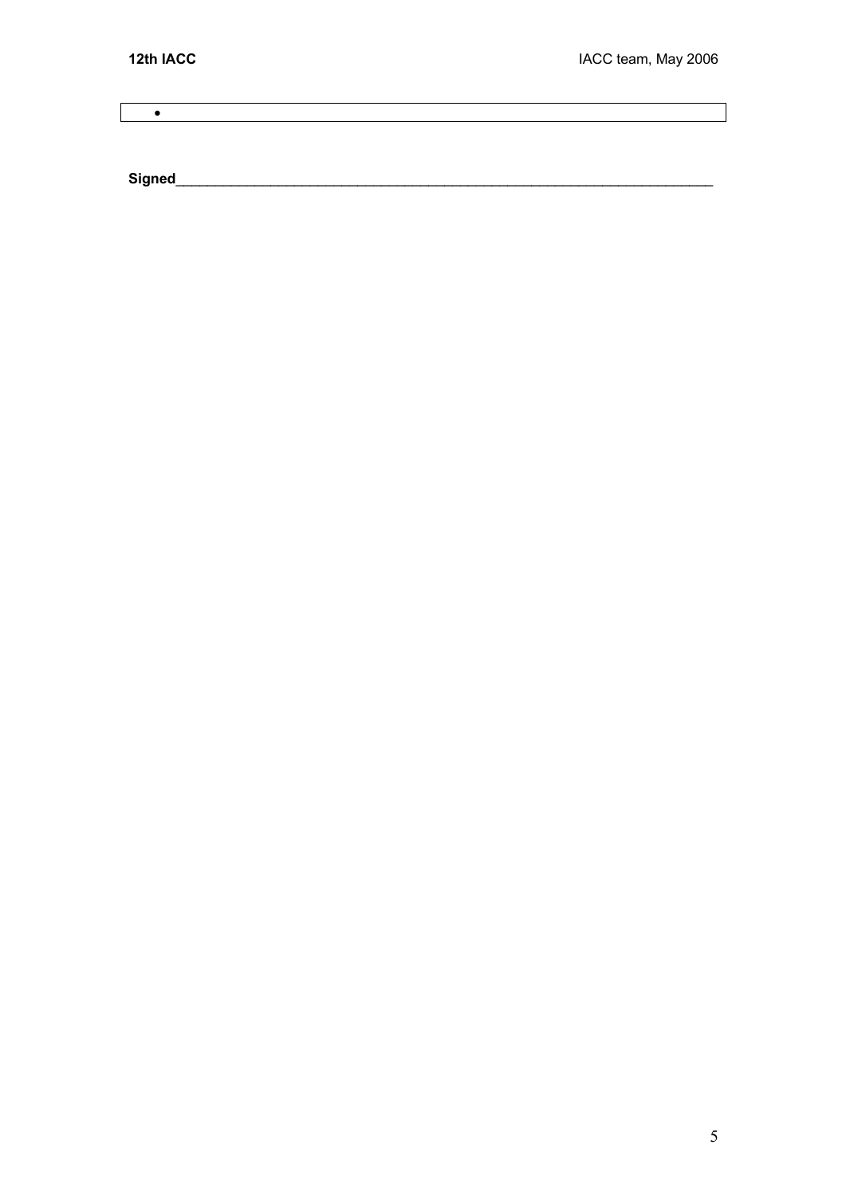| |
|---|
| • |

**Signed**\_\_\_\_\_\_\_\_\_\_\_\_\_\_\_\_\_\_\_\_\_\_\_\_\_\_\_\_\_\_\_\_\_\_\_\_\_\_\_\_\_\_\_\_\_\_\_\_\_\_\_\_\_\_\_\_\_\_\_\_\_\_\_\_\_\_\_\_\_